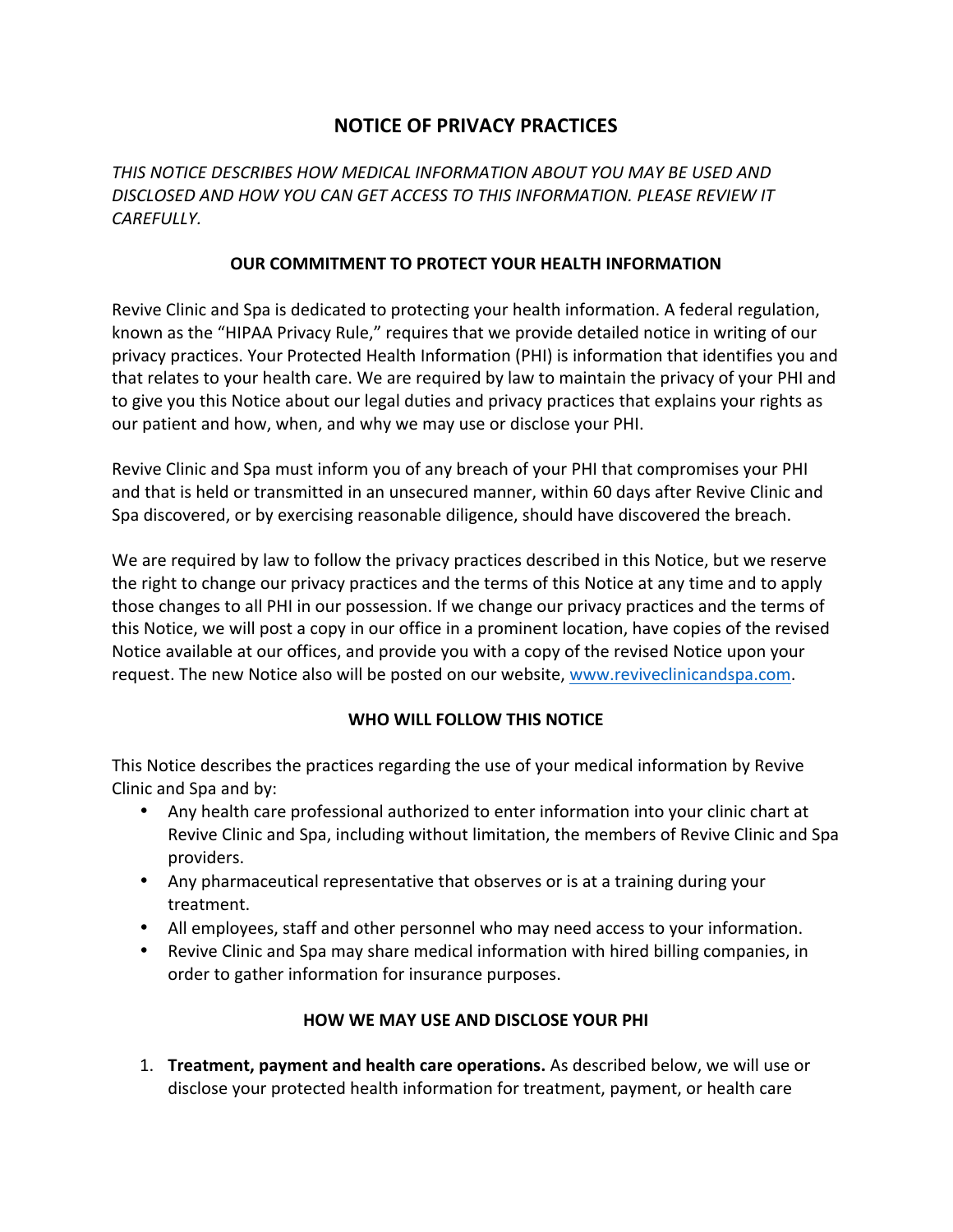# NOTICE OF PRIVACY PRACTICES

*THIS NOTICE DESCRIBES HOW MEDICAL INFORMATION ABOUT YOU MAY BE USED AND DISCLOSED AND HOW YOU CAN GET ACCESS TO THIS INFORMATION. PLEASE REVIEW IT CAREFULLY.*

## OUR COMMITMENT TO PROTECT YOUR HEALTH INFORMATION

Revive Clinic and Spa is dedicated to protecting your health information. A federal regulation, known as the "HIPAA Privacy Rule," requires that we provide detailed notice in writing of our privacy practices. Your Protected Health Information (PHI) is information that identifies you and that relates to your health care. We are required by law to maintain the privacy of your PHI and to give you this Notice about our legal duties and privacy practices that explains your rights as our patient and how, when, and why we may use or disclose your PHI.

Revive Clinic and Spa must inform you of any breach of your PHI that compromises your PHI and that is held or transmitted in an unsecured manner, within 60 days after Revive Clinic and Spa discovered, or by exercising reasonable diligence, should have discovered the breach.

We are required by law to follow the privacy practices described in this Notice, but we reserve the right to change our privacy practices and the terms of this Notice at any time and to apply those changes to all PHI in our possession. If we change our privacy practices and the terms of this Notice, we will post a copy in our office in a prominent location, have copies of the revised Notice available at our offices, and provide you with a copy of the revised Notice upon your request. The new Notice also will be posted on our website, [www.reviveclinicandspa.com](http://www.reviveclinicandspa.com).

## WHO WILL FOLLOW THIS NOTICE

This Notice describes the practices regarding the use of your medical information by Revive Clinic and Spa and by:

- Any health care professional authorized to enter information into your clinic chart at Revive Clinic and Spa, including without limitation, the members of Revive Clinic and Spa providers.
- Any pharmaceutical representative that observes or is at a training during your treatment.
- All employees, staff and other personnel who may need access to your information.
- Revive Clinic and Spa may share medical information with hired billing companies, in order to gather information for insurance purposes.

## HOW WE MAY USE AND DISCLOSE YOUR PHI

1. **Treatment, payment and health care operations.** As described below, we will use or disclose your protected health information for treatment, payment, or health care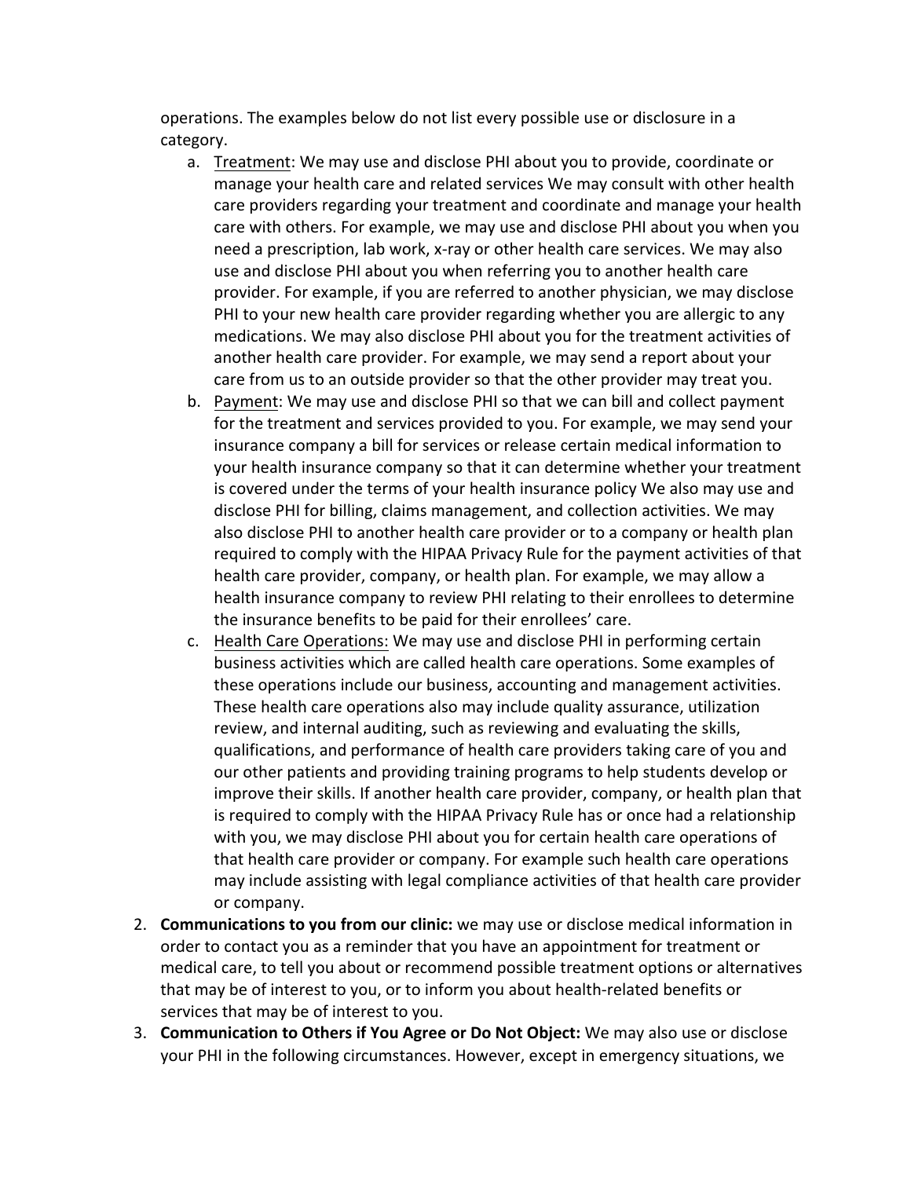operations. The examples below do not list every possible use or disclosure in a category.

   a. Treatment: We may use and disclose PHI about you to provide, coordinate or manage your health care and related services We may consult with other health care providers regarding your treatment and coordinate and manage your health care with others. For example, we may use and disclose PHI about you when you need a prescription, lab work, x-ray or other health care services. We may also use and disclose PHI about you when referring you to another health care provider. For example, if you are referred to another physician, we may disclose PHI to your new health care provider regarding whether you are allergic to any medications. We may also disclose PHI about you for the treatment activities of another health care provider. For example, we may send a report about your care from us to an outside provider so that the other provider may treat you.
   b. Payment: We may use and disclose PHI so that we can bill and collect payment for the treatment and services provided to you. For example, we may send your insurance company a bill for services or release certain medical information to your health insurance company so that it can determine whether your treatment is covered under the terms of your health insurance policy We also may use and disclose PHI for billing, claims management, and collection activities. We may also disclose PHI to another health care provider or to a company or health plan required to comply with the HIPAA Privacy Rule for the payment activities of that health care provider, company, or health plan. For example, we may allow a health insurance company to review PHI relating to their enrollees to determine the insurance benefits to be paid for their enrollees' care.
   c. Health Care Operations: We may use and disclose PHI in performing certain business activities which are called health care operations. Some examples of these operations include our business, accounting and management activities. These health care operations also may include quality assurance, utilization review, and internal auditing, such as reviewing and evaluating the skills, qualifications, and performance of health care providers taking care of you and our other patients and providing training programs to help students develop or improve their skills. If another health care provider, company, or health plan that is required to comply with the HIPAA Privacy Rule has or once had a relationship with you, we may disclose PHI about you for certain health care operations of that health care provider or company. For example such health care operations may include assisting with legal compliance activities of that health care provider or company.

2. **Communications to you from our clinic:** we may use or disclose medical information in order to contact you as a reminder that you have an appointment for treatment or medical care, to tell you about or recommend possible treatment options or alternatives that may be of interest to you, or to inform you about health-related benefits or services that may be of interest to you.
3. **Communication to Others if You Agree or Do Not Object:** We may also use or disclose your PHI in the following circumstances. However, except in emergency situations, we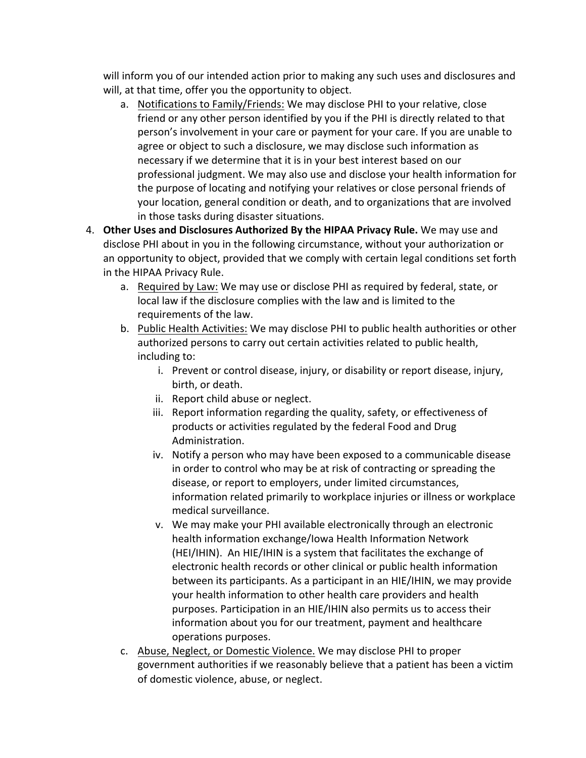will inform you of our intended action prior to making any such uses and disclosures and will, at that time, offer you the opportunity to object.

   a. Notifications to Family/Friends: We may disclose PHI to your relative, close friend or any other person identified by you if the PHI is directly related to that person's involvement in your care or payment for your care. If you are unable to agree or object to such a disclosure, we may disclose such information as necessary if we determine that it is in your best interest based on our professional judgment. We may also use and disclose your health information for the purpose of locating and notifying your relatives or close personal friends of your location, general condition or death, and to organizations that are involved in those tasks during disaster situations.

4. **Other Uses and Disclosures Authorized By the HIPAA Privacy Rule.** We may use and disclose PHI about in you in the following circumstance, without your authorization or an opportunity to object, provided that we comply with certain legal conditions set forth in the HIPAA Privacy Rule.
   a. Required by Law: We may use or disclose PHI as required by federal, state, or local law if the disclosure complies with the law and is limited to the requirements of the law.
   b. Public Health Activities: We may disclose PHI to public health authorities or other authorized persons to carry out certain activities related to public health, including to:
      i. Prevent or control disease, injury, or disability or report disease, injury, birth, or death.
      ii. Report child abuse or neglect.
      iii. Report information regarding the quality, safety, or effectiveness of products or activities regulated by the federal Food and Drug Administration.
      iv. Notify a person who may have been exposed to a communicable disease in order to control who may be at risk of contracting or spreading the disease, or report to employers, under limited circumstances, information related primarily to workplace injuries or illness or workplace medical surveillance.
      v. We may make your PHI available electronically through an electronic health information exchange/Iowa Health Information Network (HEI/IHIN). An HIE/IHIN is a system that facilitates the exchange of electronic health records or other clinical or public health information between its participants. As a participant in an HIE/IHIN, we may provide your health information to other health care providers and health purposes. Participation in an HIE/IHIN also permits us to access their information about you for our treatment, payment and healthcare operations purposes.
   c. Abuse, Neglect, or Domestic Violence. We may disclose PHI to proper government authorities if we reasonably believe that a patient has been a victim of domestic violence, abuse, or neglect.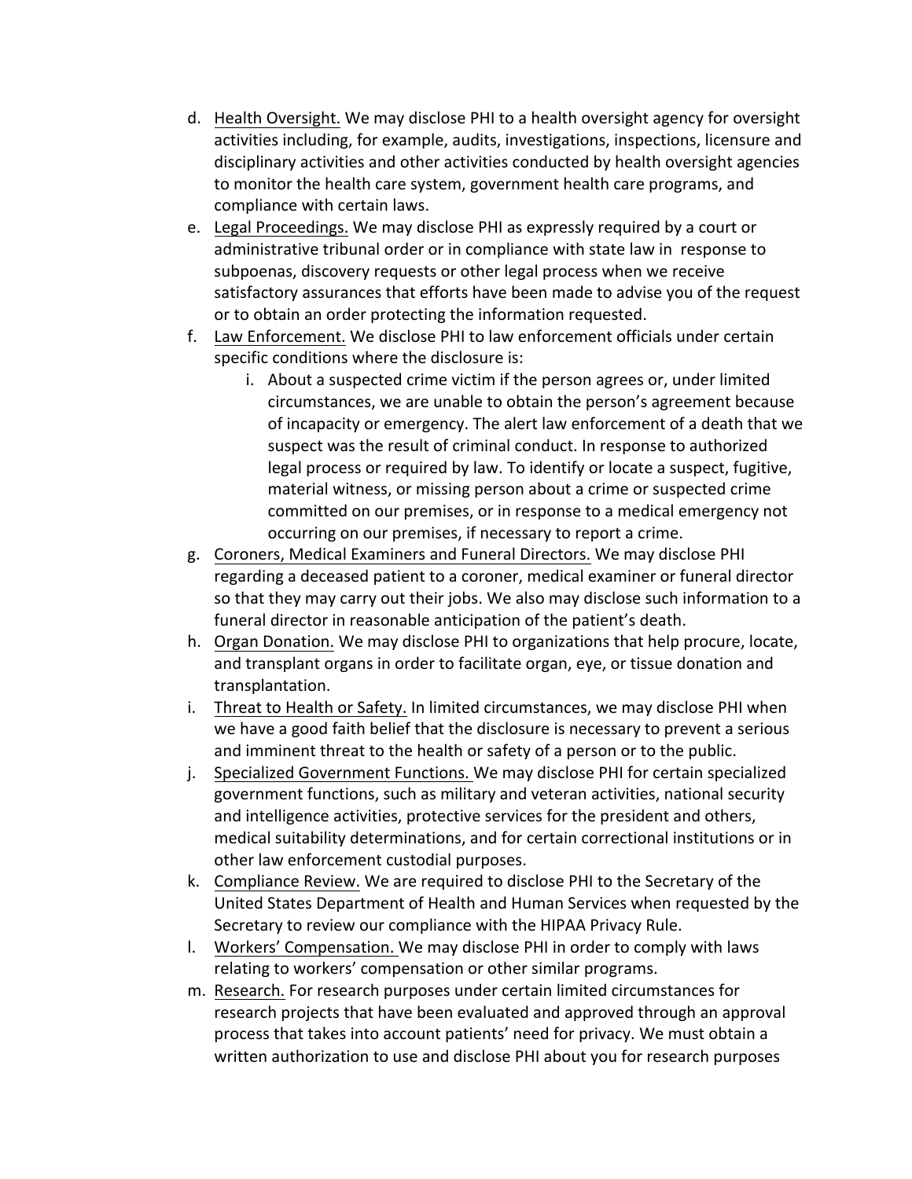d. Health Oversight. We may disclose PHI to a health oversight agency for oversight activities including, for example, audits, investigations, inspections, licensure and disciplinary activities and other activities conducted by health oversight agencies to monitor the health care system, government health care programs, and compliance with certain laws.
e. Legal Proceedings. We may disclose PHI as expressly required by a court or administrative tribunal order or in compliance with state law in response to subpoenas, discovery requests or other legal process when we receive satisfactory assurances that efforts have been made to advise you of the request or to obtain an order protecting the information requested.
f. Law Enforcement. We disclose PHI to law enforcement officials under certain specific conditions where the disclosure is:
    i. About a suspected crime victim if the person agrees or, under limited circumstances, we are unable to obtain the person's agreement because of incapacity or emergency. The alert law enforcement of a death that we suspect was the result of criminal conduct. In response to authorized legal process or required by law. To identify or locate a suspect, fugitive, material witness, or missing person about a crime or suspected crime committed on our premises, or in response to a medical emergency not occurring on our premises, if necessary to report a crime.
g. Coroners, Medical Examiners and Funeral Directors. We may disclose PHI regarding a deceased patient to a coroner, medical examiner or funeral director so that they may carry out their jobs. We also may disclose such information to a funeral director in reasonable anticipation of the patient's death.
h. Organ Donation. We may disclose PHI to organizations that help procure, locate, and transplant organs in order to facilitate organ, eye, or tissue donation and transplantation.
i. Threat to Health or Safety. In limited circumstances, we may disclose PHI when we have a good faith belief that the disclosure is necessary to prevent a serious and imminent threat to the health or safety of a person or to the public.
j. Specialized Government Functions. We may disclose PHI for certain specialized government functions, such as military and veteran activities, national security and intelligence activities, protective services for the president and others, medical suitability determinations, and for certain correctional institutions or in other law enforcement custodial purposes.
k. Compliance Review. We are required to disclose PHI to the Secretary of the United States Department of Health and Human Services when requested by the Secretary to review our compliance with the HIPAA Privacy Rule.
l. Workers' Compensation. We may disclose PHI in order to comply with laws relating to workers' compensation or other similar programs.
m. Research. For research purposes under certain limited circumstances for research projects that have been evaluated and approved through an approval process that takes into account patients' need for privacy. We must obtain a written authorization to use and disclose PHI about you for research purposes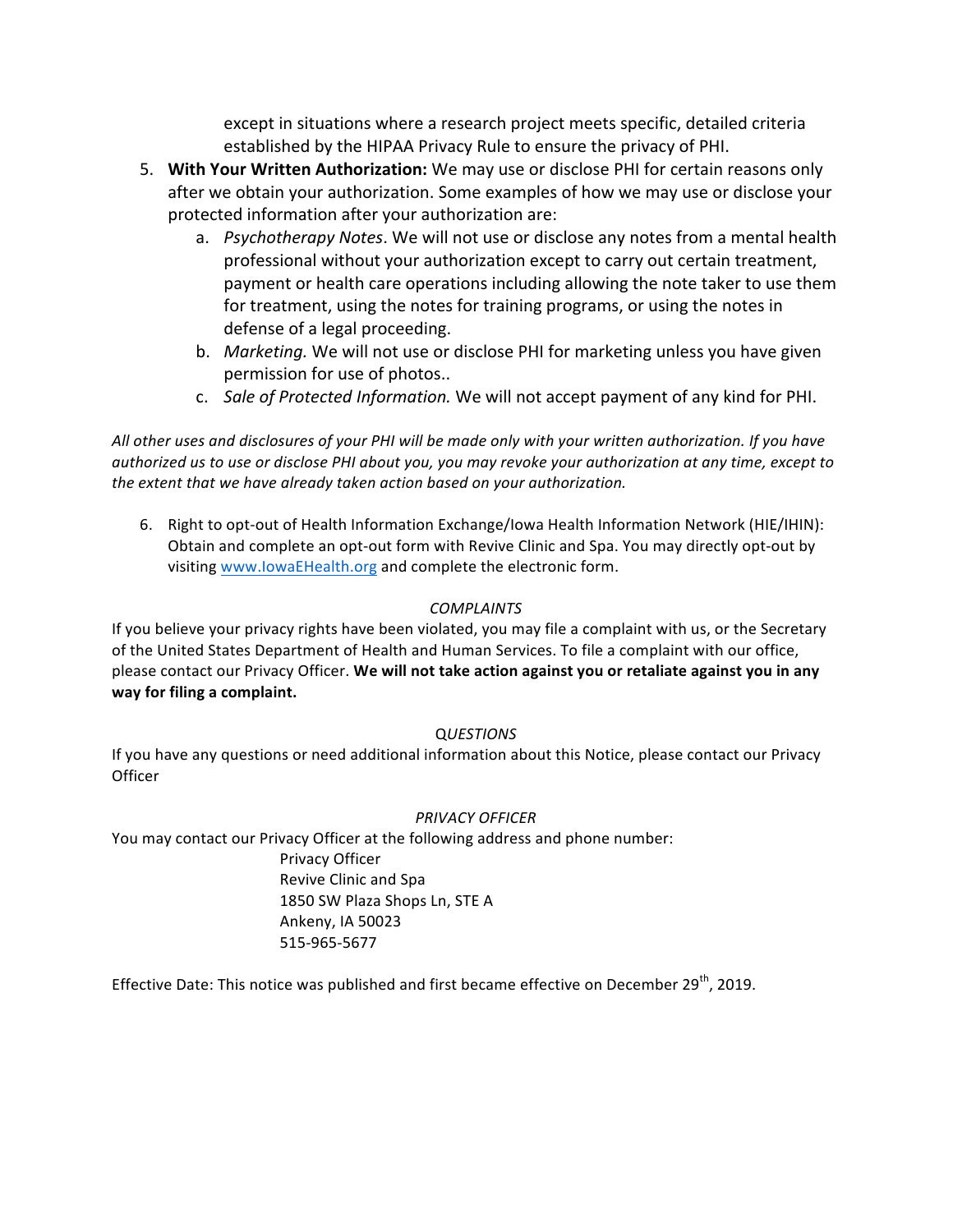except in situations where a research project meets specific, detailed criteria established by the HIPAA Privacy Rule to ensure the privacy of PHI.

5. **With Your Written Authorization:** We may use or disclose PHI for certain reasons only after we obtain your authorization. Some examples of how we may use or disclose your protected information after your authorization are:
   a. *Psychotherapy Notes*. We will not use or disclose any notes from a mental health professional without your authorization except to carry out certain treatment, payment or health care operations including allowing the note taker to use them for treatment, using the notes for training programs, or using the notes in defense of a legal proceeding.
   b. *Marketing.* We will not use or disclose PHI for marketing unless you have given permission for use of photos..
   c. *Sale of Protected Information.* We will not accept payment of any kind for PHI.

*All other uses and disclosures of your PHI will be made only with your written authorization. If you have authorized us to use or disclose PHI about you, you may revoke your authorization at any time, except to the extent that we have already taken action based on your authorization.*

6. Right to opt-out of Health Information Exchange/Iowa Health Information Network (HIE/IHIN): Obtain and complete an opt-out form with Revive Clinic and Spa. You may directly opt-out by visiting www.IowaEHealth.org and complete the electronic form.

*COMPLAINTS*

If you believe your privacy rights have been violated, you may file a complaint with us, or the Secretary of the United States Department of Health and Human Services. To file a complaint with our office, please contact our Privacy Officer. **We will not take action against you or retaliate against you in any way for filing a complaint.**

*QUESTIONS*

If you have any questions or need additional information about this Notice, please contact our Privacy Officer

*PRIVACY OFFICER*

You may contact our Privacy Officer at the following address and phone number:

Privacy Officer
Revive Clinic and Spa
1850 SW Plaza Shops Ln, STE A
Ankeny, IA 50023
515-965-5677

Effective Date: This notice was published and first became effective on December 29th, 2019.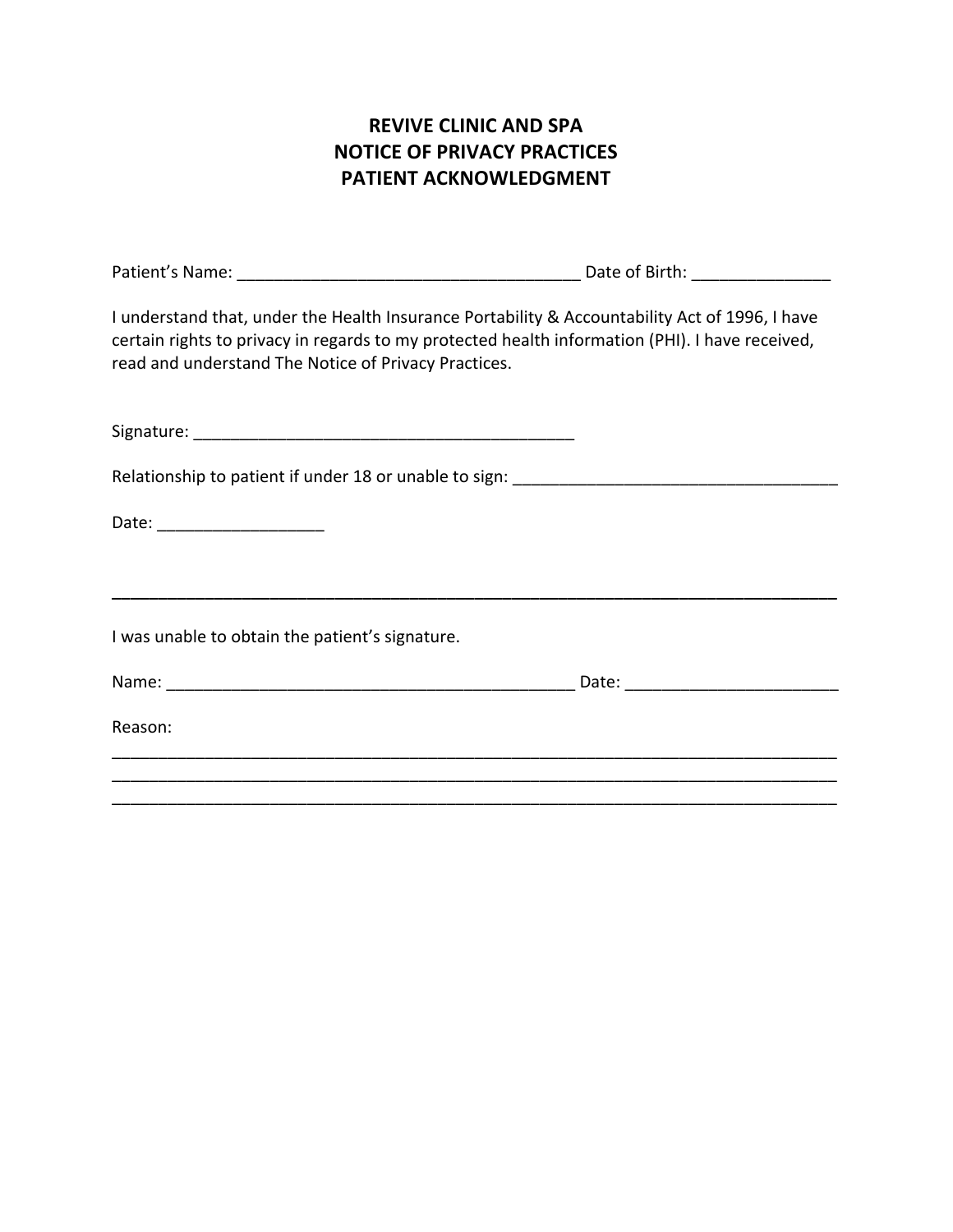# REVIVE CLINIC AND SPA
# NOTICE OF PRIVACY PRACTICES
# PATIENT ACKNOWLEDGMENT

Patient's Name: _____________________________________ Date of Birth: ______________

I understand that, under the Health Insurance Portability & Accountability Act of 1996, I have certain rights to privacy in regards to my protected health information (PHI). I have received, read and understand The Notice of Privacy Practices.

Signature: __________________________________________

Relationship to patient if under 18 or unable to sign: ___________________________________

Date: _________________

---

I was unable to obtain the patient's signature.

Name: ____________________________________________ Date: ______________________

Reason:
______________________________________________________________________________
______________________________________________________________________________
______________________________________________________________________________